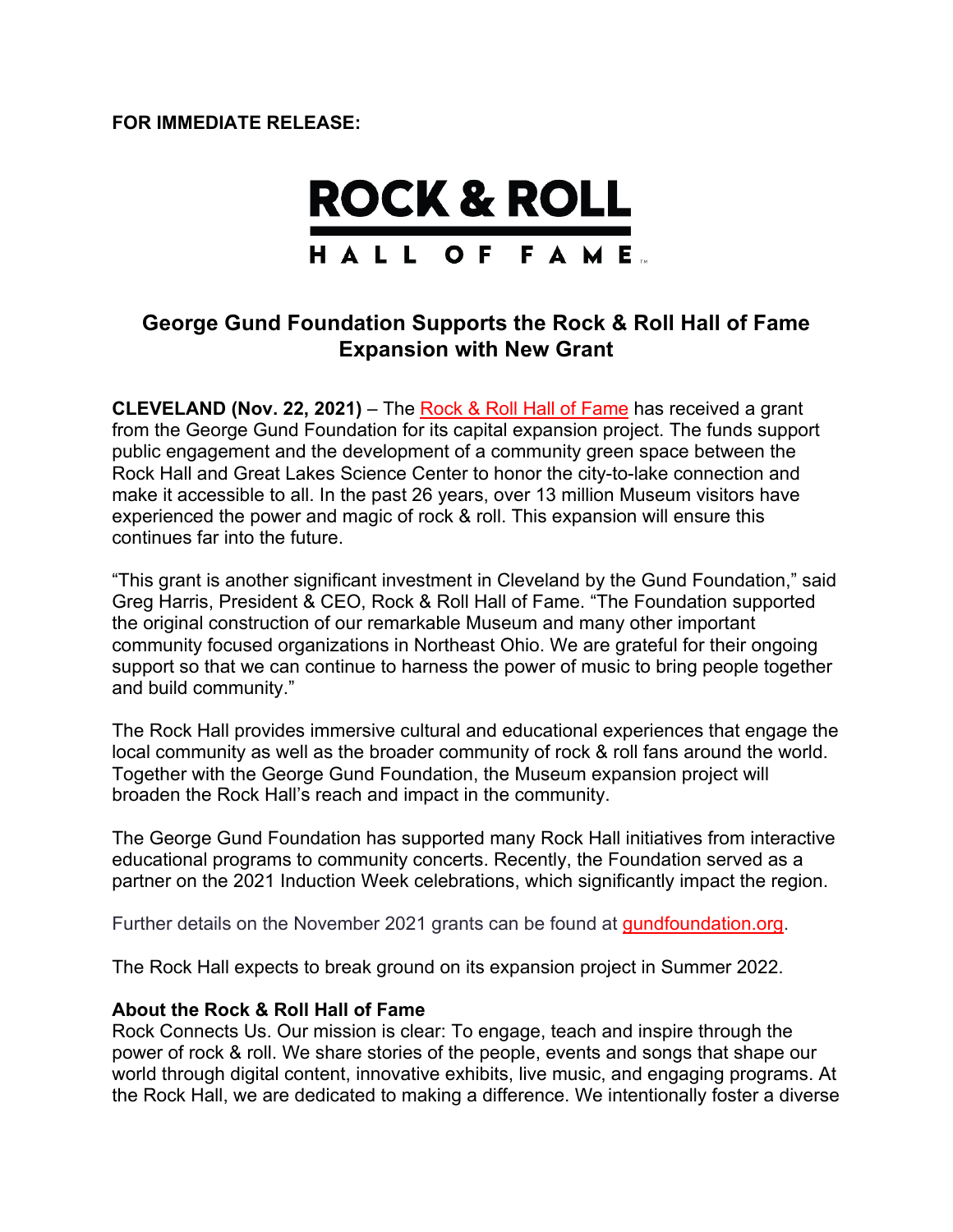**FOR IMMEDIATE RELEASE:**

ROCK & ROLL HALL OF FAME

## George Gund Foundation Supports the Rock & Roll Hall of Fame Expansion with New Grant

**CLEVELAND (Nov. 22, 2021)** – The Rock & Roll Hall of Fame has received a grant from the George Gund Foundation for its capital expansion project. The funds support public engagement and the development of a community green space between the Rock Hall and Great Lakes Science Center to honor the city-to-lake connection and make it accessible to all. In the past 26 years, over 13 million Museum visitors have experienced the power and magic of rock & roll. This expansion will ensure this continues far into the future.

"This grant is another significant investment in Cleveland by the Gund Foundation," said Greg Harris, President & CEO, Rock & Roll Hall of Fame. "The Foundation supported the original construction of our remarkable Museum and many other important community focused organizations in Northeast Ohio. We are grateful for their ongoing support so that we can continue to harness the power of music to bring people together and build community."

The Rock Hall provides immersive cultural and educational experiences that engage the local community as well as the broader community of rock & roll fans around the world. Together with the George Gund Foundation, the Museum expansion project will broaden the Rock Hall's reach and impact in the community.

The George Gund Foundation has supported many Rock Hall initiatives from interactive educational programs to community concerts. Recently, the Foundation served as a partner on the 2021 Induction Week celebrations, which significantly impact the region.

Further details on the November 2021 grants can be found at gundfoundation.org.

The Rock Hall expects to break ground on its expansion project in Summer 2022.

**About the Rock & Roll Hall of Fame**
Rock Connects Us. Our mission is clear: To engage, teach and inspire through the power of rock & roll. We share stories of the people, events and songs that shape our world through digital content, innovative exhibits, live music, and engaging programs. At the Rock Hall, we are dedicated to making a difference. We intentionally foster a diverse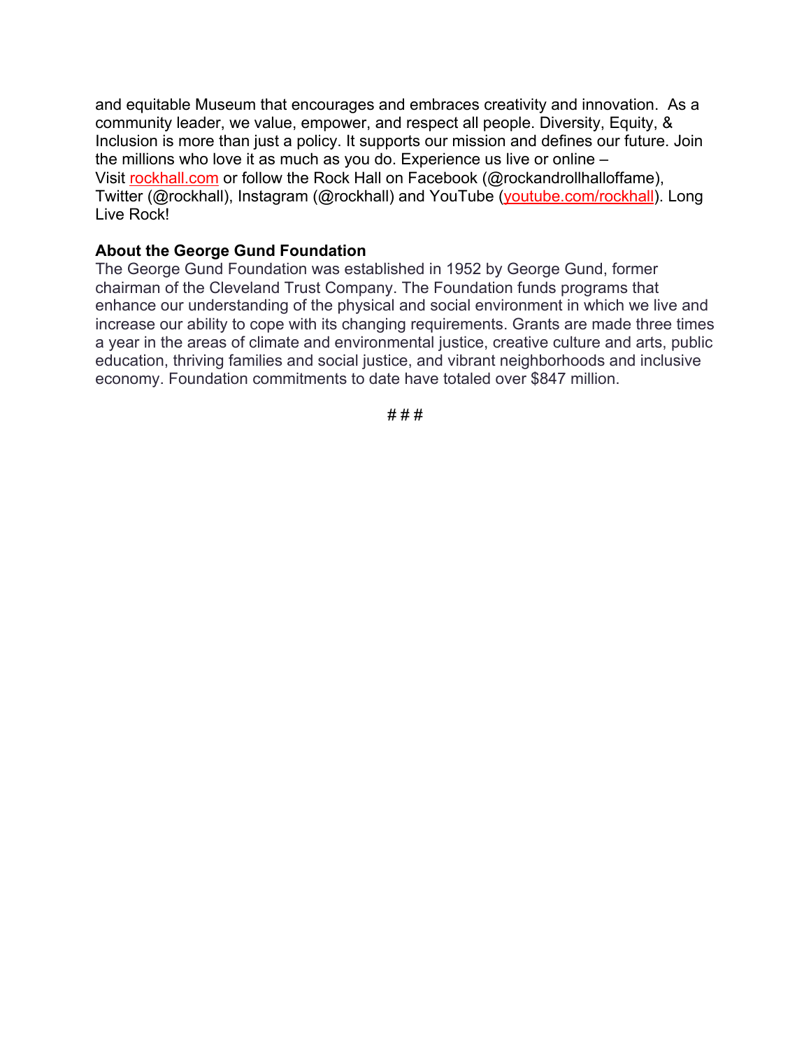and equitable Museum that encourages and embraces creativity and innovation. As a community leader, we value, empower, and respect all people. Diversity, Equity, & Inclusion is more than just a policy. It supports our mission and defines our future. Join the millions who love it as much as you do. Experience us live or online – Visit [rockhall.com](rockhall.com) or follow the Rock Hall on Facebook (@rockandrollhalloffame), Twitter (@rockhall), Instagram (@rockhall) and YouTube ([youtube.com/rockhall](youtube.com/rockhall)). Long Live Rock!

**About the George Gund Foundation**

The George Gund Foundation was established in 1952 by George Gund, former chairman of the Cleveland Trust Company. The Foundation funds programs that enhance our understanding of the physical and social environment in which we live and increase our ability to cope with its changing requirements. Grants are made three times a year in the areas of climate and environmental justice, creative culture and arts, public education, thriving families and social justice, and vibrant neighborhoods and inclusive economy. Foundation commitments to date have totaled over $847 million.

# # #